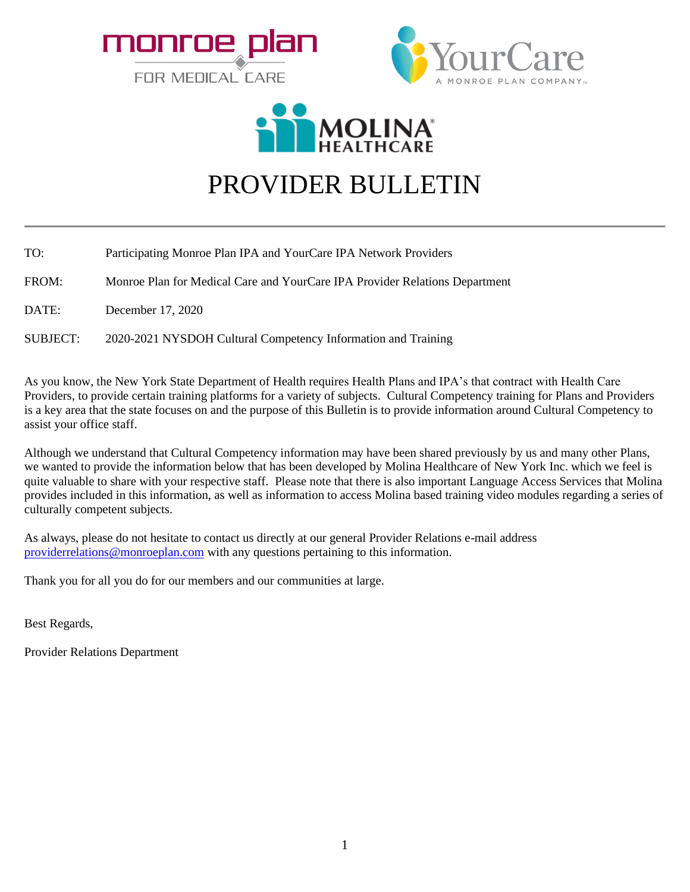# PROVIDER BULLETIN

TO: Participating Monroe Plan IPA and YourCare IPA Network Providers

FROM: Monroe Plan for Medical Care and YourCare IPA Provider Relations Department

DATE: December 17, 2020

SUBJECT: 2020-2021 NYSDOH Cultural Competency Information and Training

As you know, the New York State Department of Health requires Health Plans and IPA's that contract with Health Care Providers, to provide certain training platforms for a variety of subjects. Cultural Competency training for Plans and Providers is a key area that the state focuses on and the purpose of this Bulletin is to provide information around Cultural Competency to assist your office staff.

Although we understand that Cultural Competency information may have been shared previously by us and many other Plans, we wanted to provide the information below that has been developed by Molina Healthcare of New York Inc. which we feel is quite valuable to share with your respective staff. Please note that there is also important Language Access Services that Molina provides included in this information, as well as information to access Molina based training video modules regarding a series of culturally competent subjects.

As always, please do not hesitate to contact us directly at our general Provider Relations e-mail address providerrelations@monroeplan.com with any questions pertaining to this information.

Thank you for all you do for our members and our communities at large.

Best Regards,

Provider Relations Department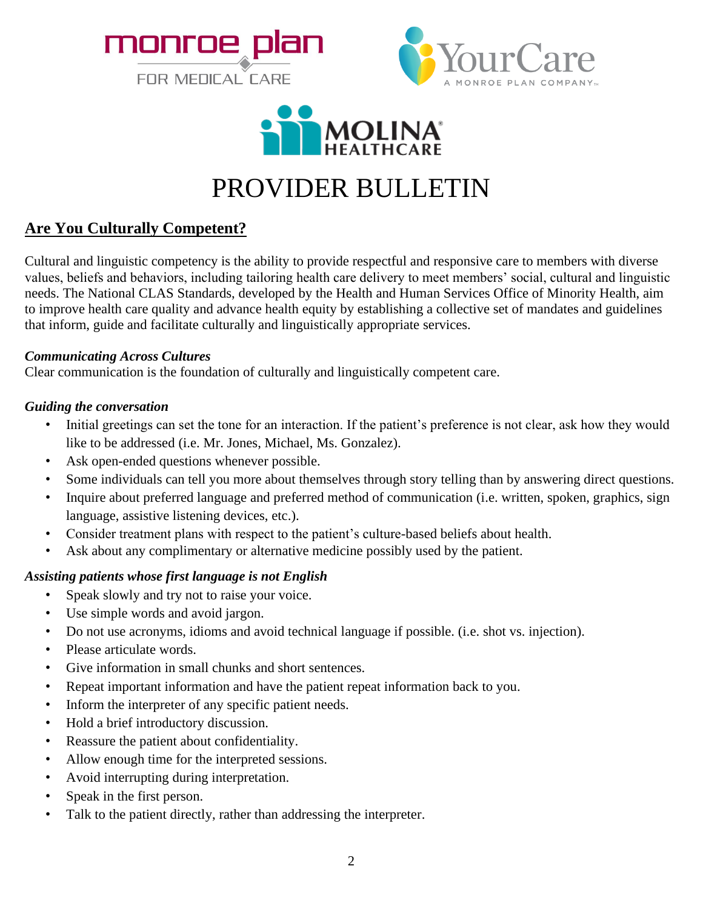monroe plan FOR MEDICAL CARE

YourCare A MONROE PLAN COMPANY™

MOLINA® HEALTHCARE

# PROVIDER BULLETIN

## Are You Culturally Competent?

Cultural and linguistic competency is the ability to provide respectful and responsive care to members with diverse values, beliefs and behaviors, including tailoring health care delivery to meet members' social, cultural and linguistic needs. The National CLAS Standards, developed by the Health and Human Services Office of Minority Health, aim to improve health care quality and advance health equity by establishing a collective set of mandates and guidelines that inform, guide and facilitate culturally and linguistically appropriate services.

***Communicating Across Cultures***
Clear communication is the foundation of culturally and linguistically competent care.

***Guiding the conversation***

- Initial greetings can set the tone for an interaction. If the patient's preference is not clear, ask how they would like to be addressed (i.e. Mr. Jones, Michael, Ms. Gonzalez).
- Ask open-ended questions whenever possible.
- Some individuals can tell you more about themselves through story telling than by answering direct questions.
- Inquire about preferred language and preferred method of communication (i.e. written, spoken, graphics, sign language, assistive listening devices, etc.).
- Consider treatment plans with respect to the patient's culture-based beliefs about health.
- Ask about any complimentary or alternative medicine possibly used by the patient.

***Assisting patients whose first language is not English***

- Speak slowly and try not to raise your voice.
- Use simple words and avoid jargon.
- Do not use acronyms, idioms and avoid technical language if possible. (i.e. shot vs. injection).
- Please articulate words.
- Give information in small chunks and short sentences.
- Repeat important information and have the patient repeat information back to you.
- Inform the interpreter of any specific patient needs.
- Hold a brief introductory discussion.
- Reassure the patient about confidentiality.
- Allow enough time for the interpreted sessions.
- Avoid interrupting during interpretation.
- Speak in the first person.
- Talk to the patient directly, rather than addressing the interpreter.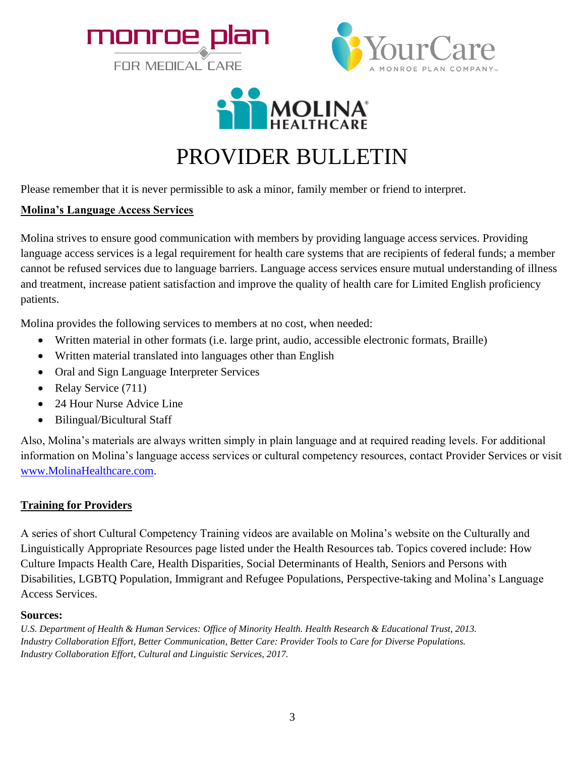# PROVIDER BULLETIN

Please remember that it is never permissible to ask a minor, family member or friend to interpret.

## Molina's Language Access Services

Molina strives to ensure good communication with members by providing language access services. Providing language access services is a legal requirement for health care systems that are recipients of federal funds; a member cannot be refused services due to language barriers. Language access services ensure mutual understanding of illness and treatment, increase patient satisfaction and improve the quality of health care for Limited English proficiency patients.

Molina provides the following services to members at no cost, when needed:

- Written material in other formats (i.e. large print, audio, accessible electronic formats, Braille)
- Written material translated into languages other than English
- Oral and Sign Language Interpreter Services
- Relay Service (711)
- 24 Hour Nurse Advice Line
- Bilingual/Bicultural Staff

Also, Molina's materials are always written simply in plain language and at required reading levels. For additional information on Molina's language access services or cultural competency resources, contact Provider Services or visit www.MolinaHealthcare.com.

## Training for Providers

A series of short Cultural Competency Training videos are available on Molina's website on the Culturally and Linguistically Appropriate Resources page listed under the Health Resources tab. Topics covered include: How Culture Impacts Health Care, Health Disparities, Social Determinants of Health, Seniors and Persons with Disabilities, LGBTQ Population, Immigrant and Refugee Populations, Perspective-taking and Molina's Language Access Services.

**Sources:**

*U.S. Department of Health & Human Services: Office of Minority Health. Health Research & Educational Trust, 2013.*
*Industry Collaboration Effort, Better Communication, Better Care: Provider Tools to Care for Diverse Populations.*
*Industry Collaboration Effort, Cultural and Linguistic Services, 2017.*